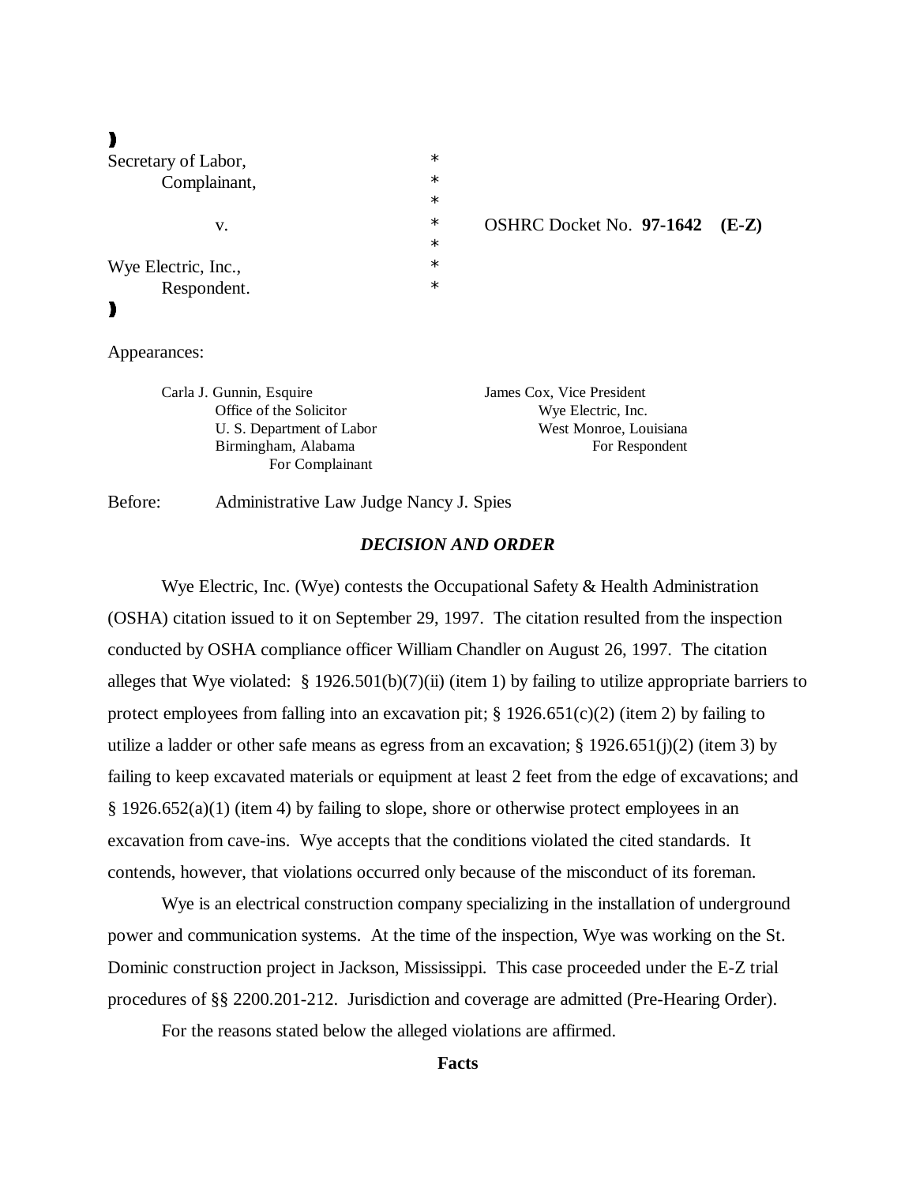| | | |
|---|---|---|
| Secretary of Labor, | * | |
| Complainant, | * | |
| | * | |
| v. | * | OSHRC Docket No. **97-1642** **(E-Z)** |
| | * | |
| Wye Electric, Inc., | * | |
| Respondent. | * | |

Appearances:

| | |
|---|---|
| Carla J. Gunnin, Esquire | James Cox, Vice President |
| Office of the Solicitor | Wye Electric, Inc. |
| U. S. Department of Labor | West Monroe, Louisiana |
| Birmingham, Alabama | For Respondent |
| For Complainant | |

Before: Administrative Law Judge Nancy J. Spies

## *DECISION AND ORDER*

Wye Electric, Inc. (Wye) contests the Occupational Safety & Health Administration (OSHA) citation issued to it on September 29, 1997. The citation resulted from the inspection conducted by OSHA compliance officer William Chandler on August 26, 1997. The citation alleges that Wye violated: § 1926.501(b)(7)(ii) (item 1) by failing to utilize appropriate barriers to protect employees from falling into an excavation pit; § 1926.651(c)(2) (item 2) by failing to utilize a ladder or other safe means as egress from an excavation; § 1926.651(j)(2) (item 3) by failing to keep excavated materials or equipment at least 2 feet from the edge of excavations; and § 1926.652(a)(1) (item 4) by failing to slope, shore or otherwise protect employees in an excavation from cave-ins. Wye accepts that the conditions violated the cited standards. It contends, however, that violations occurred only because of the misconduct of its foreman.

Wye is an electrical construction company specializing in the installation of underground power and communication systems. At the time of the inspection, Wye was working on the St. Dominic construction project in Jackson, Mississippi. This case proceeded under the E-Z trial procedures of §§ 2200.201-212. Jurisdiction and coverage are admitted (Pre-Hearing Order).

For the reasons stated below the alleged violations are affirmed.

### Facts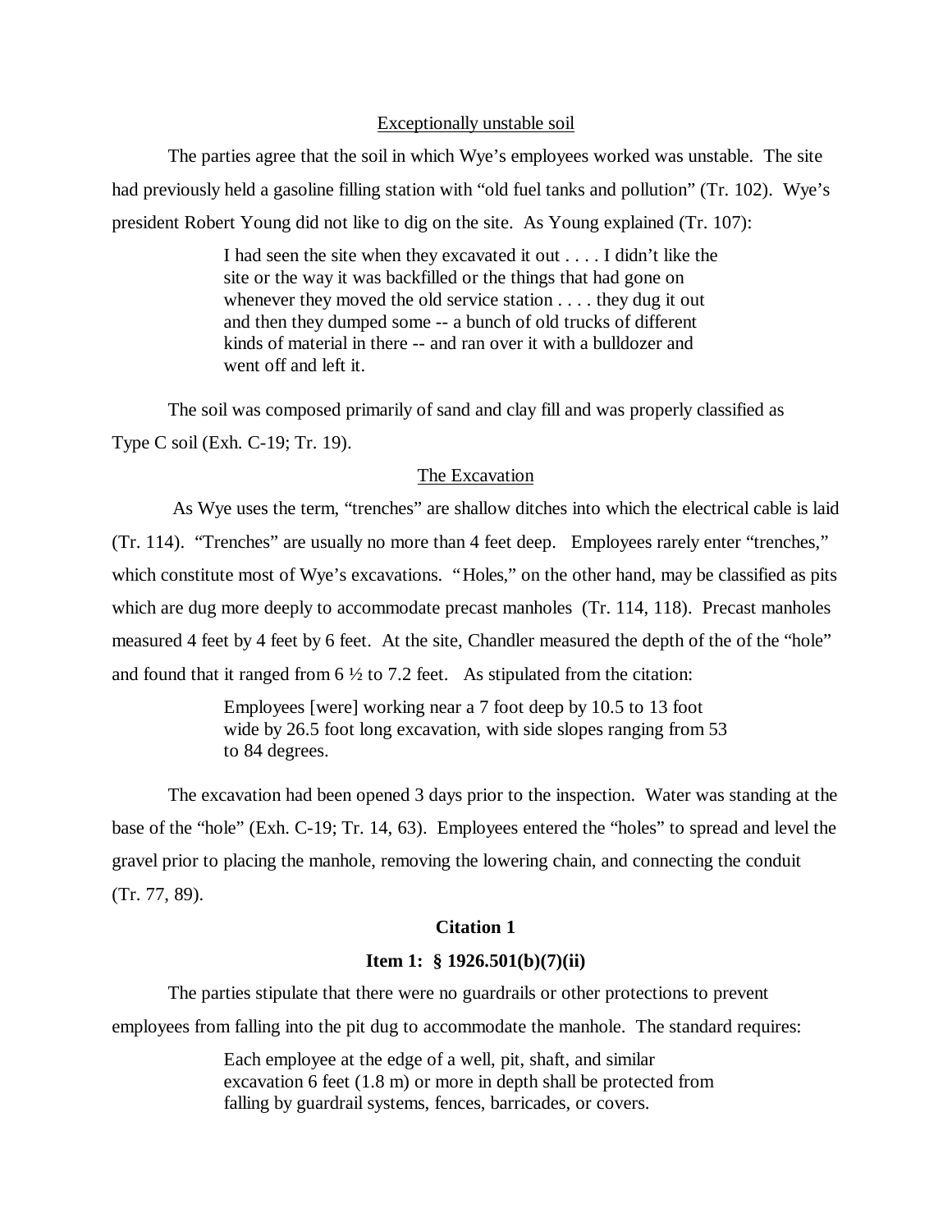Exceptionally unstable soil

The parties agree that the soil in which Wye's employees worked was unstable. The site had previously held a gasoline filling station with "old fuel tanks and pollution" (Tr. 102). Wye's president Robert Young did not like to dig on the site. As Young explained (Tr. 107):

> I had seen the site when they excavated it out . . . . I didn't like the site or the way it was backfilled or the things that had gone on whenever they moved the old service station . . . . they dug it out and then they dumped some -- a bunch of old trucks of different kinds of material in there -- and ran over it with a bulldozer and went off and left it.

The soil was composed primarily of sand and clay fill and was properly classified as Type C soil (Exh. C-19; Tr. 19).

The Excavation

As Wye uses the term, "trenches" are shallow ditches into which the electrical cable is laid (Tr. 114). "Trenches" are usually no more than 4 feet deep. Employees rarely enter "trenches," which constitute most of Wye's excavations. "Holes," on the other hand, may be classified as pits which are dug more deeply to accommodate precast manholes (Tr. 114, 118). Precast manholes measured 4 feet by 4 feet by 6 feet. At the site, Chandler measured the depth of the of the "hole" and found that it ranged from 6 ½ to 7.2 feet. As stipulated from the citation:

> Employees [were] working near a 7 foot deep by 10.5 to 13 foot wide by 26.5 foot long excavation, with side slopes ranging from 53 to 84 degrees.

The excavation had been opened 3 days prior to the inspection. Water was standing at the base of the "hole" (Exh. C-19; Tr. 14, 63). Employees entered the "holes" to spread and level the gravel prior to placing the manhole, removing the lowering chain, and connecting the conduit (Tr. 77, 89).

**Citation 1**

**Item 1: § 1926.501(b)(7)(ii)**

The parties stipulate that there were no guardrails or other protections to prevent employees from falling into the pit dug to accommodate the manhole. The standard requires:

> Each employee at the edge of a well, pit, shaft, and similar excavation 6 feet (1.8 m) or more in depth shall be protected from falling by guardrail systems, fences, barricades, or covers.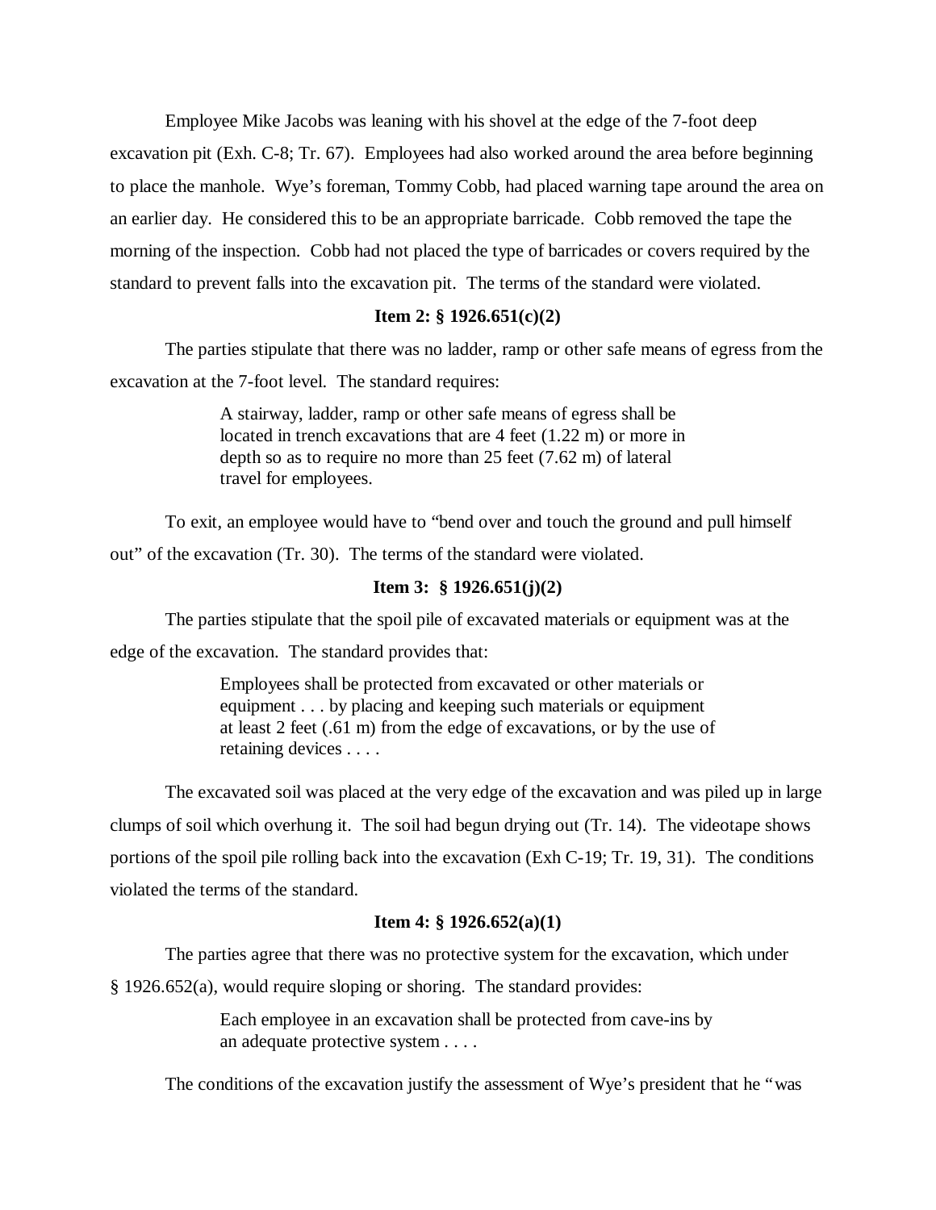Employee Mike Jacobs was leaning with his shovel at the edge of the 7-foot deep excavation pit (Exh. C-8; Tr. 67). Employees had also worked around the area before beginning to place the manhole. Wye's foreman, Tommy Cobb, had placed warning tape around the area on an earlier day. He considered this to be an appropriate barricade. Cobb removed the tape the morning of the inspection. Cobb had not placed the type of barricades or covers required by the standard to prevent falls into the excavation pit. The terms of the standard were violated.

**Item 2: § 1926.651(c)(2)**

The parties stipulate that there was no ladder, ramp or other safe means of egress from the excavation at the 7-foot level. The standard requires:

> A stairway, ladder, ramp or other safe means of egress shall be located in trench excavations that are 4 feet (1.22 m) or more in depth so as to require no more than 25 feet (7.62 m) of lateral travel for employees.

To exit, an employee would have to "bend over and touch the ground and pull himself out" of the excavation (Tr. 30). The terms of the standard were violated.

**Item 3: § 1926.651(j)(2)**

The parties stipulate that the spoil pile of excavated materials or equipment was at the edge of the excavation. The standard provides that:

> Employees shall be protected from excavated or other materials or equipment . . . by placing and keeping such materials or equipment at least 2 feet (.61 m) from the edge of excavations, or by the use of retaining devices . . . .

The excavated soil was placed at the very edge of the excavation and was piled up in large clumps of soil which overhung it. The soil had begun drying out (Tr. 14). The videotape shows portions of the spoil pile rolling back into the excavation (Exh C-19; Tr. 19, 31). The conditions violated the terms of the standard.

**Item 4: § 1926.652(a)(1)**

The parties agree that there was no protective system for the excavation, which under § 1926.652(a), would require sloping or shoring. The standard provides:

> Each employee in an excavation shall be protected from cave-ins by an adequate protective system . . . .

The conditions of the excavation justify the assessment of Wye's president that he "was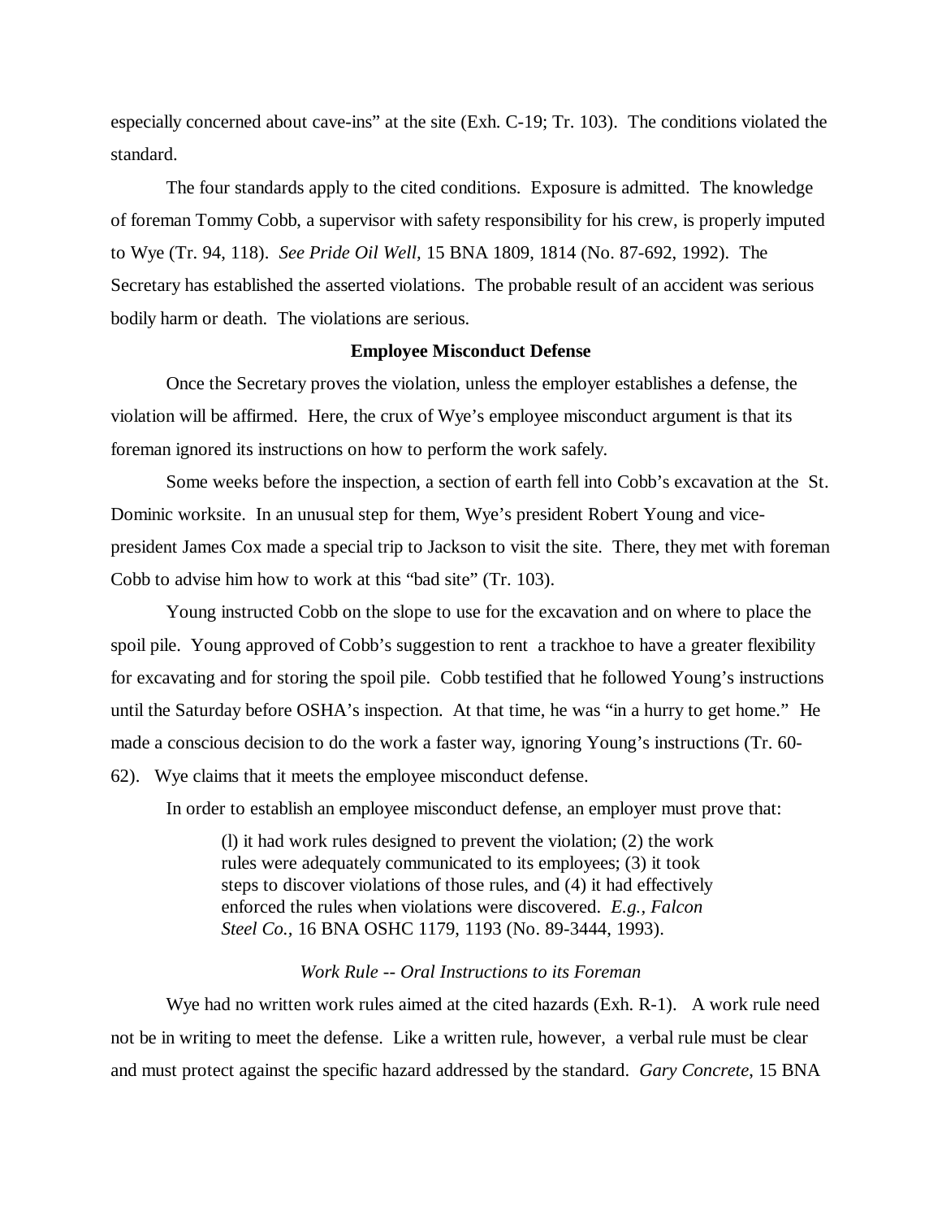especially concerned about cave-ins" at the site (Exh. C-19; Tr. 103). The conditions violated the standard.

The four standards apply to the cited conditions. Exposure is admitted. The knowledge of foreman Tommy Cobb, a supervisor with safety responsibility for his crew, is properly imputed to Wye (Tr. 94, 118). *See Pride Oil Well,* 15 BNA 1809, 1814 (No. 87-692, 1992). The Secretary has established the asserted violations. The probable result of an accident was serious bodily harm or death. The violations are serious.

**Employee Misconduct Defense**

Once the Secretary proves the violation, unless the employer establishes a defense, the violation will be affirmed. Here, the crux of Wye's employee misconduct argument is that its foreman ignored its instructions on how to perform the work safely.

Some weeks before the inspection, a section of earth fell into Cobb's excavation at the St. Dominic worksite. In an unusual step for them, Wye's president Robert Young and vice-president James Cox made a special trip to Jackson to visit the site. There, they met with foreman Cobb to advise him how to work at this "bad site" (Tr. 103).

Young instructed Cobb on the slope to use for the excavation and on where to place the spoil pile. Young approved of Cobb's suggestion to rent a trackhoe to have a greater flexibility for excavating and for storing the spoil pile. Cobb testified that he followed Young's instructions until the Saturday before OSHA's inspection. At that time, he was "in a hurry to get home." He made a conscious decision to do the work a faster way, ignoring Young's instructions (Tr. 60-62). Wye claims that it meets the employee misconduct defense.

In order to establish an employee misconduct defense, an employer must prove that:

> (l) it had work rules designed to prevent the violation; (2) the work rules were adequately communicated to its employees; (3) it took steps to discover violations of those rules, and (4) it had effectively enforced the rules when violations were discovered. *E.g., Falcon Steel Co.,* 16 BNA OSHC 1179, 1193 (No. 89-3444, 1993).

*Work Rule -- Oral Instructions to its Foreman*

Wye had no written work rules aimed at the cited hazards (Exh. R-1). A work rule need not be in writing to meet the defense. Like a written rule, however, a verbal rule must be clear and must protect against the specific hazard addressed by the standard. *Gary Concrete*, 15 BNA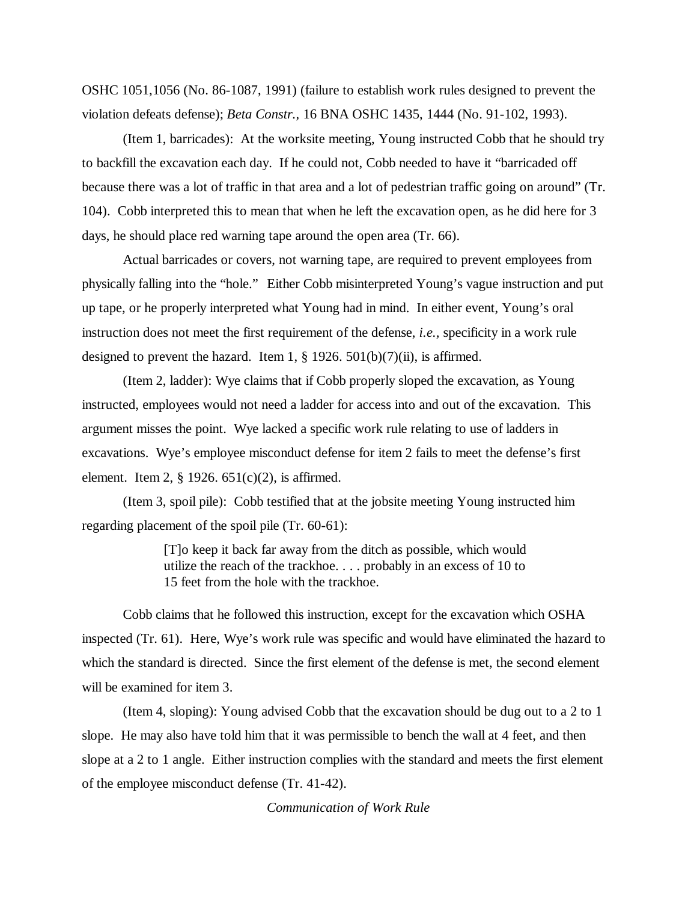OSHC 1051,1056 (No. 86-1087, 1991) (failure to establish work rules designed to prevent the violation defeats defense); *Beta Constr.,* 16 BNA OSHC 1435, 1444 (No. 91-102, 1993).

(Item 1, barricades): At the worksite meeting, Young instructed Cobb that he should try to backfill the excavation each day. If he could not, Cobb needed to have it "barricaded off because there was a lot of traffic in that area and a lot of pedestrian traffic going on around" (Tr. 104). Cobb interpreted this to mean that when he left the excavation open, as he did here for 3 days, he should place red warning tape around the open area (Tr. 66).

Actual barricades or covers, not warning tape, are required to prevent employees from physically falling into the "hole." Either Cobb misinterpreted Young's vague instruction and put up tape, or he properly interpreted what Young had in mind. In either event, Young's oral instruction does not meet the first requirement of the defense, *i.e.,* specificity in a work rule designed to prevent the hazard. Item 1, § 1926. 501(b)(7)(ii), is affirmed.

(Item 2, ladder): Wye claims that if Cobb properly sloped the excavation, as Young instructed, employees would not need a ladder for access into and out of the excavation. This argument misses the point. Wye lacked a specific work rule relating to use of ladders in excavations. Wye's employee misconduct defense for item 2 fails to meet the defense's first element. Item 2, § 1926. 651(c)(2), is affirmed.

(Item 3, spoil pile): Cobb testified that at the jobsite meeting Young instructed him regarding placement of the spoil pile (Tr. 60-61):

> [T]o keep it back far away from the ditch as possible, which would utilize the reach of the trackhoe. . . . probably in an excess of 10 to 15 feet from the hole with the trackhoe.

Cobb claims that he followed this instruction, except for the excavation which OSHA inspected (Tr. 61). Here, Wye's work rule was specific and would have eliminated the hazard to which the standard is directed. Since the first element of the defense is met, the second element will be examined for item 3.

(Item 4, sloping): Young advised Cobb that the excavation should be dug out to a 2 to 1 slope. He may also have told him that it was permissible to bench the wall at 4 feet, and then slope at a 2 to 1 angle. Either instruction complies with the standard and meets the first element of the employee misconduct defense (Tr. 41-42).

*Communication of Work Rule*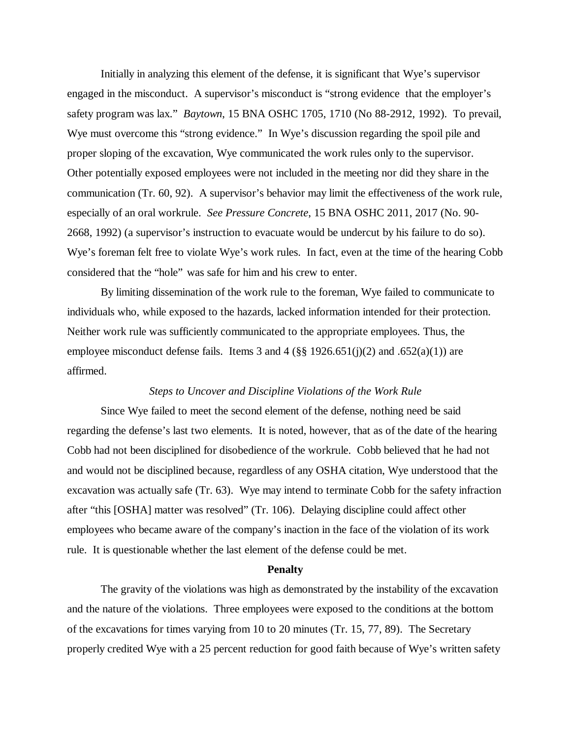Initially in analyzing this element of the defense, it is significant that Wye's supervisor engaged in the misconduct. A supervisor's misconduct is "strong evidence that the employer's safety program was lax." *Baytown*, 15 BNA OSHC 1705, 1710 (No 88-2912, 1992). To prevail, Wye must overcome this "strong evidence." In Wye's discussion regarding the spoil pile and proper sloping of the excavation, Wye communicated the work rules only to the supervisor. Other potentially exposed employees were not included in the meeting nor did they share in the communication (Tr. 60, 92). A supervisor's behavior may limit the effectiveness of the work rule, especially of an oral workrule. *See Pressure Concrete*, 15 BNA OSHC 2011, 2017 (No. 90-2668, 1992) (a supervisor's instruction to evacuate would be undercut by his failure to do so). Wye's foreman felt free to violate Wye's work rules. In fact, even at the time of the hearing Cobb considered that the "hole" was safe for him and his crew to enter.

By limiting dissemination of the work rule to the foreman, Wye failed to communicate to individuals who, while exposed to the hazards, lacked information intended for their protection. Neither work rule was sufficiently communicated to the appropriate employees. Thus, the employee misconduct defense fails. Items 3 and 4 (§§ 1926.651(j)(2) and .652(a)(1)) are affirmed.

*Steps to Uncover and Discipline Violations of the Work Rule*

Since Wye failed to meet the second element of the defense, nothing need be said regarding the defense's last two elements. It is noted, however, that as of the date of the hearing Cobb had not been disciplined for disobedience of the workrule. Cobb believed that he had not and would not be disciplined because, regardless of any OSHA citation, Wye understood that the excavation was actually safe (Tr. 63). Wye may intend to terminate Cobb for the safety infraction after "this [OSHA] matter was resolved" (Tr. 106). Delaying discipline could affect other employees who became aware of the company's inaction in the face of the violation of its work rule. It is questionable whether the last element of the defense could be met.

**Penalty**

The gravity of the violations was high as demonstrated by the instability of the excavation and the nature of the violations. Three employees were exposed to the conditions at the bottom of the excavations for times varying from 10 to 20 minutes (Tr. 15, 77, 89). The Secretary properly credited Wye with a 25 percent reduction for good faith because of Wye's written safety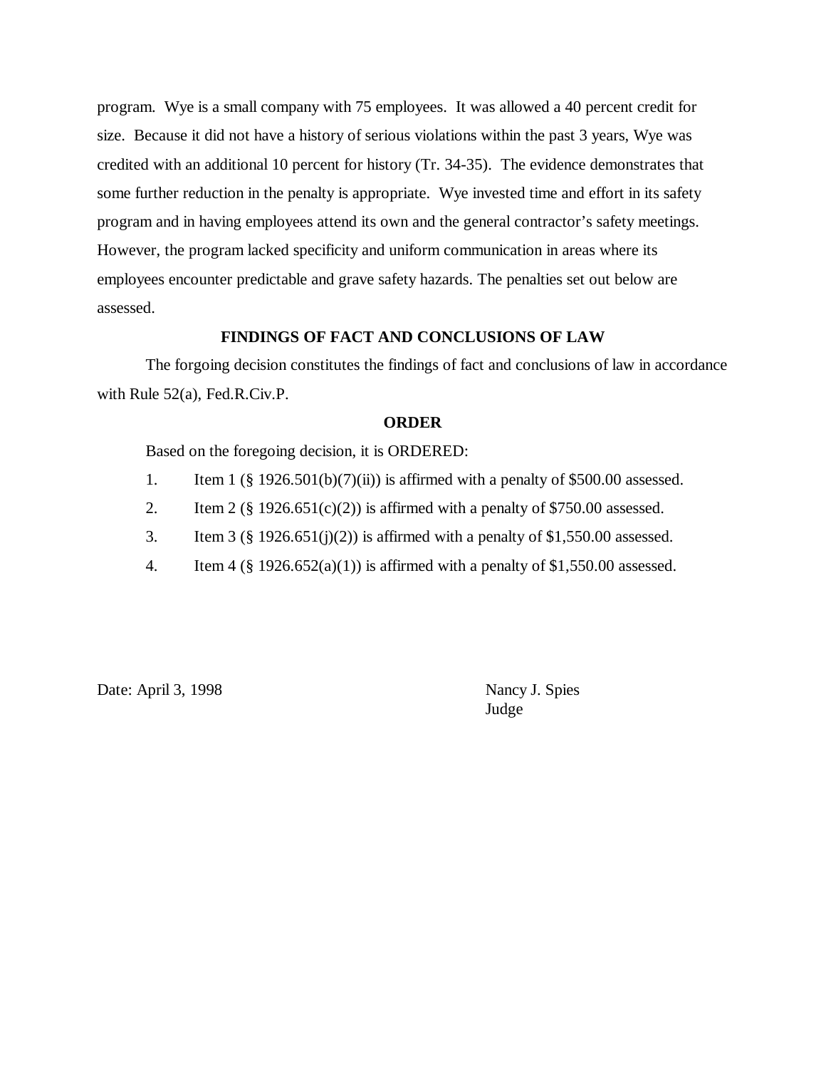program. Wye is a small company with 75 employees. It was allowed a 40 percent credit for size. Because it did not have a history of serious violations within the past 3 years, Wye was credited with an additional 10 percent for history (Tr. 34-35). The evidence demonstrates that some further reduction in the penalty is appropriate. Wye invested time and effort in its safety program and in having employees attend its own and the general contractor's safety meetings. However, the program lacked specificity and uniform communication in areas where its employees encounter predictable and grave safety hazards. The penalties set out below are assessed.

## FINDINGS OF FACT AND CONCLUSIONS OF LAW

The forgoing decision constitutes the findings of fact and conclusions of law in accordance with Rule 52(a), Fed.R.Civ.P.

## ORDER

Based on the foregoing decision, it is ORDERED:

1. Item 1 (§ 1926.501(b)(7)(ii)) is affirmed with a penalty of $500.00 assessed.
2. Item 2 (§ 1926.651(c)(2)) is affirmed with a penalty of $750.00 assessed.
3. Item 3 (§ 1926.651(j)(2)) is affirmed with a penalty of $1,550.00 assessed.
4. Item 4 (§ 1926.652(a)(1)) is affirmed with a penalty of $1,550.00 assessed.

Date: April 3, 1998

Nancy J. Spies
Judge